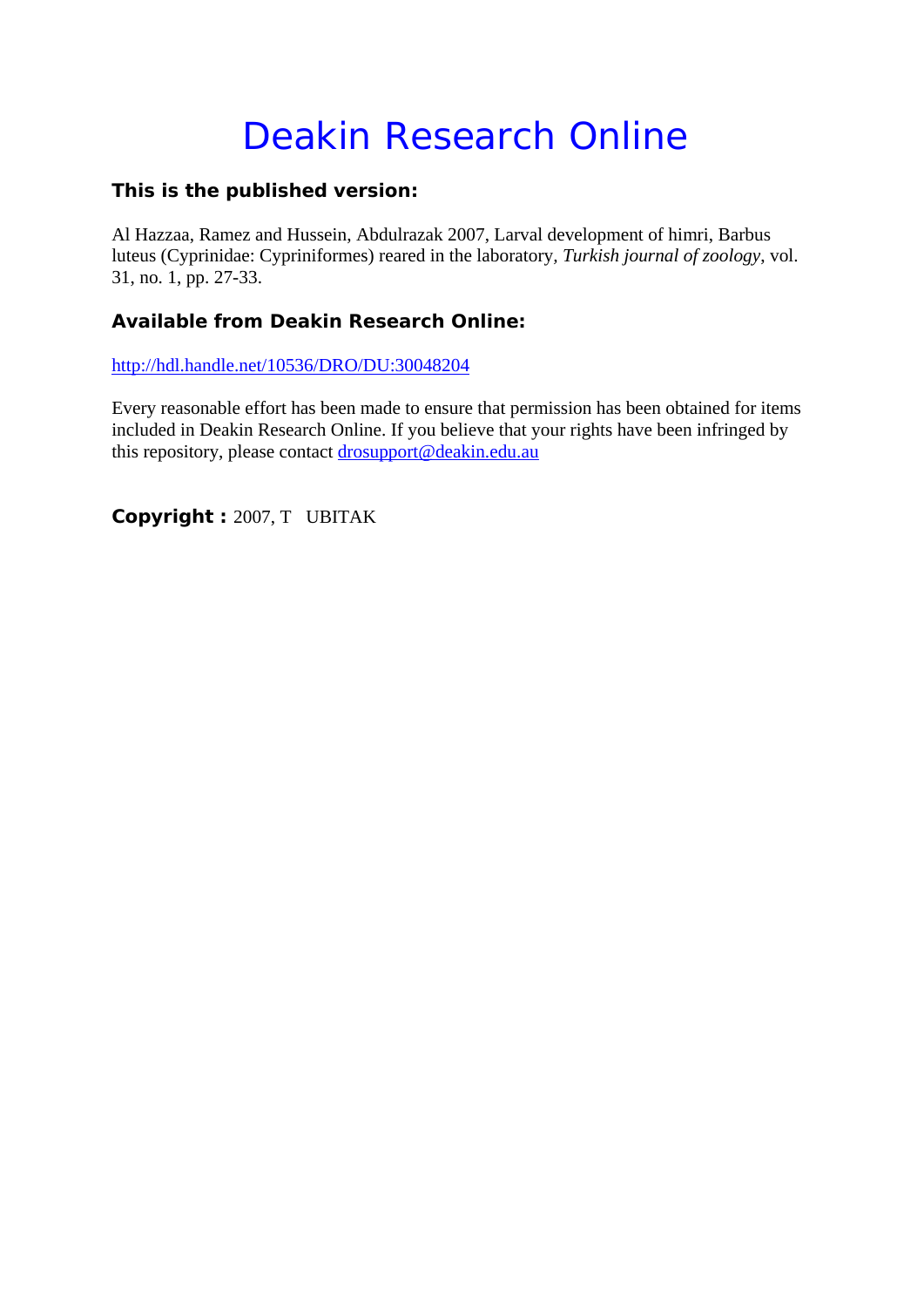# Deakin Research Online

**This is the published version:**

Al Hazzaa, Ramez and Hussein, Abdulrazak 2007, Larval development of himri, Barbus luteus (Cyprinidae: Cypriniformes) reared in the laboratory, *Turkish journal of zoology*, vol. 31, no. 1, pp. 27-33.

**Available from Deakin Research Online:**

http://hdl.handle.net/10536/DRO/DU:30048204

Every reasonable effort has been made to ensure that permission has been obtained for items included in Deakin Research Online. If you believe that your rights have been infringed by this repository, please contact drosupport@deakin.edu.au

**Copyright :** 2007, T UBITAK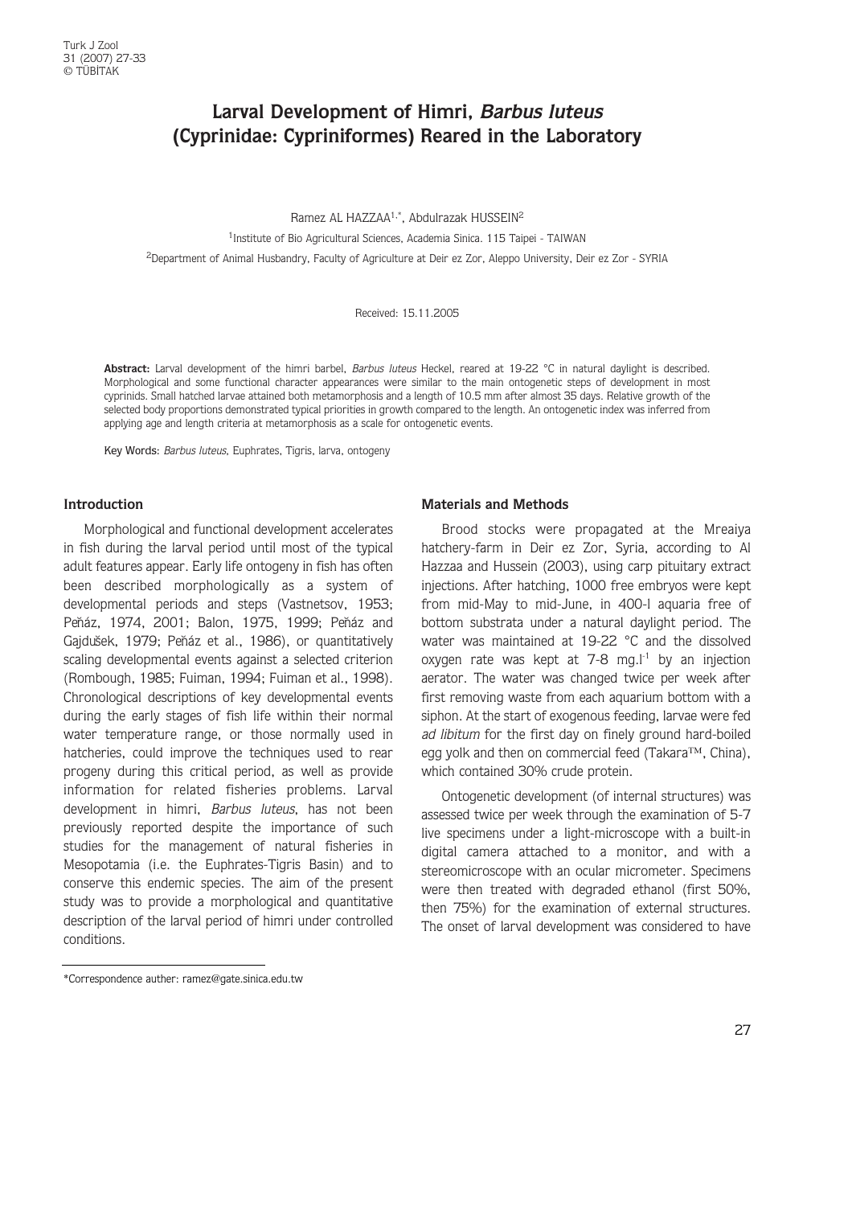# Larval Development of Himri, *Barbus luteus* (Cyprinidae: Cypriniformes) Reared in the Laboratory

Ramez AL HAZZAA[1,*], Abdulrazak HUSSEIN[2]

[1]Institute of Bio Agricultural Sciences, Academia Sinica. 115 Taipei - TAIWAN

[2]Department of Animal Husbandry, Faculty of Agriculture at Deir ez Zor, Aleppo University, Deir ez Zor - SYRIA

Received: 15.11.2005

**Abstract:** Larval development of the himri barbel, *Barbus luteus* Heckel, reared at 19-22 °C in natural daylight is described. Morphological and some functional character appearances were similar to the main ontogenetic steps of development in most cyprinids. Small hatched larvae attained both metamorphosis and a length of 10.5 mm after almost 35 days. Relative growth of the selected body proportions demonstrated typical priorities in growth compared to the length. An ontogenetic index was inferred from applying age and length criteria at metamorphosis as a scale for ontogenetic events.

Key Words: *Barbus luteus*, Euphrates, Tigris, larva, ontogeny

## Introduction

Morphological and functional development accelerates in fish during the larval period until most of the typical adult features appear. Early life ontogeny in fish has often been described morphologically as a system of developmental periods and steps (Vastnetsov, 1953; Peňáz, 1974, 2001; Balon, 1975, 1999; Peňáz and Gajdušek, 1979; Peňáz et al., 1986), or quantitatively scaling developmental events against a selected criterion (Rombough, 1985; Fuiman, 1994; Fuiman et al., 1998). Chronological descriptions of key developmental events during the early stages of fish life within their normal water temperature range, or those normally used in hatcheries, could improve the techniques used to rear progeny during this critical period, as well as provide information for related fisheries problems. Larval development in himri, *Barbus luteus*, has not been previously reported despite the importance of such studies for the management of natural fisheries in Mesopotamia (i.e. the Euphrates-Tigris Basin) and to conserve this endemic species. The aim of the present study was to provide a morphological and quantitative description of the larval period of himri under controlled conditions.

## Materials and Methods

Brood stocks were propagated at the Mreaiya hatchery-farm in Deir ez Zor, Syria, according to Al Hazzaa and Hussein (2003), using carp pituitary extract injections. After hatching, 1000 free embryos were kept from mid-May to mid-June, in 400-l aquaria free of bottom substrata under a natural daylight period. The water was maintained at 19-22 °C and the dissolved oxygen rate was kept at 7-8 mg.l$^{-1}$ by an injection aerator. The water was changed twice per week after first removing waste from each aquarium bottom with a siphon. At the start of exogenous feeding, larvae were fed *ad libitum* for the first day on finely ground hard-boiled egg yolk and then on commercial feed (Takara™, China), which contained 30% crude protein.

Ontogenetic development (of internal structures) was assessed twice per week through the examination of 5-7 live specimens under a light-microscope with a built-in digital camera attached to a monitor, and with a stereomicroscope with an ocular micrometer. Specimens were then treated with degraded ethanol (first 50%, then 75%) for the examination of external structures. The onset of larval development was considered to have

\*Correspondence auther: ramez@gate.sinica.edu.tw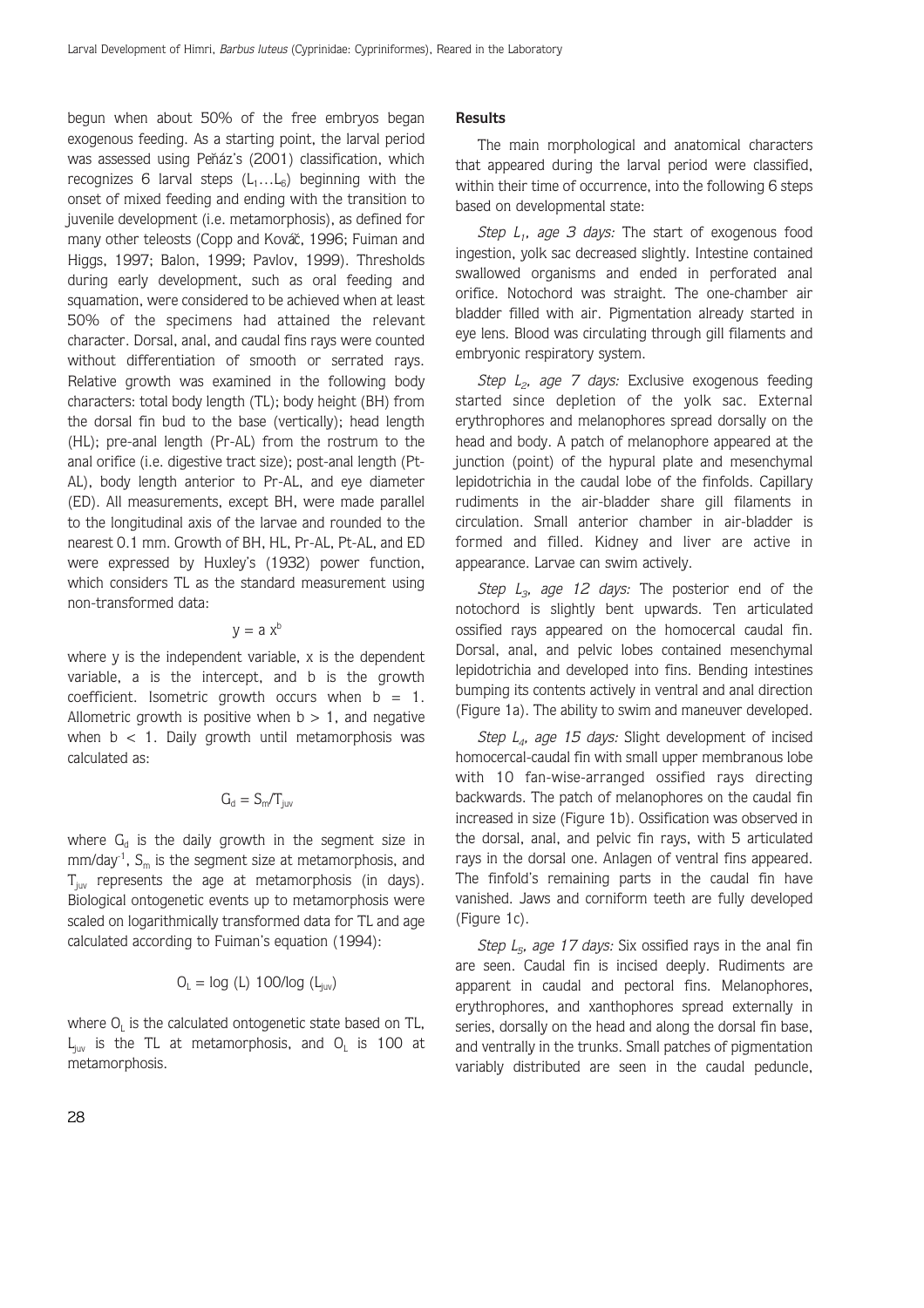begun when about 50% of the free embryos began exogenous feeding. As a starting point, the larval period was assessed using Peňáz's (2001) classification, which recognizes 6 larval steps ($L_1 \ldots L_6$) beginning with the onset of mixed feeding and ending with the transition to juvenile development (i.e. metamorphosis), as defined for many other teleosts (Copp and Kováč, 1996; Fuiman and Higgs, 1997; Balon, 1999; Pavlov, 1999). Thresholds during early development, such as oral feeding and squamation, were considered to be achieved when at least 50% of the specimens had attained the relevant character. Dorsal, anal, and caudal fins rays were counted without differentiation of smooth or serrated rays. Relative growth was examined in the following body characters: total body length (TL); body height (BH) from the dorsal fin bud to the base (vertically); head length (HL); pre-anal length (Pr-AL) from the rostrum to the anal orifice (i.e. digestive tract size); post-anal length (Pt-AL), body length anterior to Pr-AL, and eye diameter (ED). All measurements, except BH, were made parallel to the longitudinal axis of the larvae and rounded to the nearest 0.1 mm. Growth of BH, HL, Pr-AL, Pt-AL, and ED were expressed by Huxley's (1932) power function, which considers TL as the standard measurement using non-transformed data:

$$y = a\ x^b$$

where y is the independent variable, x is the dependent variable, a is the intercept, and b is the growth coefficient. Isometric growth occurs when $b = 1$. Allometric growth is positive when $b > 1$, and negative when $b < 1$. Daily growth until metamorphosis was calculated as:

$$G_d = S_m/T_{juv}$$

where $G_d$ is the daily growth in the segment size in mm/day$^{-1}$, $S_m$ is the segment size at metamorphosis, and $T_{juv}$ represents the age at metamorphosis (in days). Biological ontogenetic events up to metamorphosis were scaled on logarithmically transformed data for TL and age calculated according to Fuiman's equation (1994):

$$O_L = \log(L)\ 100/\log(L_{juv})$$

where $O_L$ is the calculated ontogenetic state based on TL, $L_{juv}$ is the TL at metamorphosis, and $O_L$ is 100 at metamorphosis.

## Results

The main morphological and anatomical characters that appeared during the larval period were classified, within their time of occurrence, into the following 6 steps based on developmental state:

*Step $L_1$, age 3 days:* The start of exogenous food ingestion, yolk sac decreased slightly. Intestine contained swallowed organisms and ended in perforated anal orifice. Notochord was straight. The one-chamber air bladder filled with air. Pigmentation already started in eye lens. Blood was circulating through gill filaments and embryonic respiratory system.

*Step $L_2$, age 7 days:* Exclusive exogenous feeding started since depletion of the yolk sac. External erythrophores and melanophores spread dorsally on the head and body. A patch of melanophore appeared at the junction (point) of the hypural plate and mesenchymal lepidotrichia in the caudal lobe of the finfolds. Capillary rudiments in the air-bladder share gill filaments in circulation. Small anterior chamber in air-bladder is formed and filled. Kidney and liver are active in appearance. Larvae can swim actively.

*Step $L_3$, age 12 days:* The posterior end of the notochord is slightly bent upwards. Ten articulated ossified rays appeared on the homocercal caudal fin. Dorsal, anal, and pelvic lobes contained mesenchymal lepidotrichia and developed into fins. Bending intestines bumping its contents actively in ventral and anal direction (Figure 1a). The ability to swim and maneuver developed.

*Step $L_4$, age 15 days:* Slight development of incised homocercal-caudal fin with small upper membranous lobe with 10 fan-wise-arranged ossified rays directing backwards. The patch of melanophores on the caudal fin increased in size (Figure 1b). Ossification was observed in the dorsal, anal, and pelvic fin rays, with 5 articulated rays in the dorsal one. Anlagen of ventral fins appeared. The finfold's remaining parts in the caudal fin have vanished. Jaws and corniform teeth are fully developed (Figure 1c).

*Step $L_5$, age 17 days:* Six ossified rays in the anal fin are seen. Caudal fin is incised deeply. Rudiments are apparent in caudal and pectoral fins. Melanophores, erythrophores, and xanthophores spread externally in series, dorsally on the head and along the dorsal fin base, and ventrally in the trunks. Small patches of pigmentation variably distributed are seen in the caudal peduncle,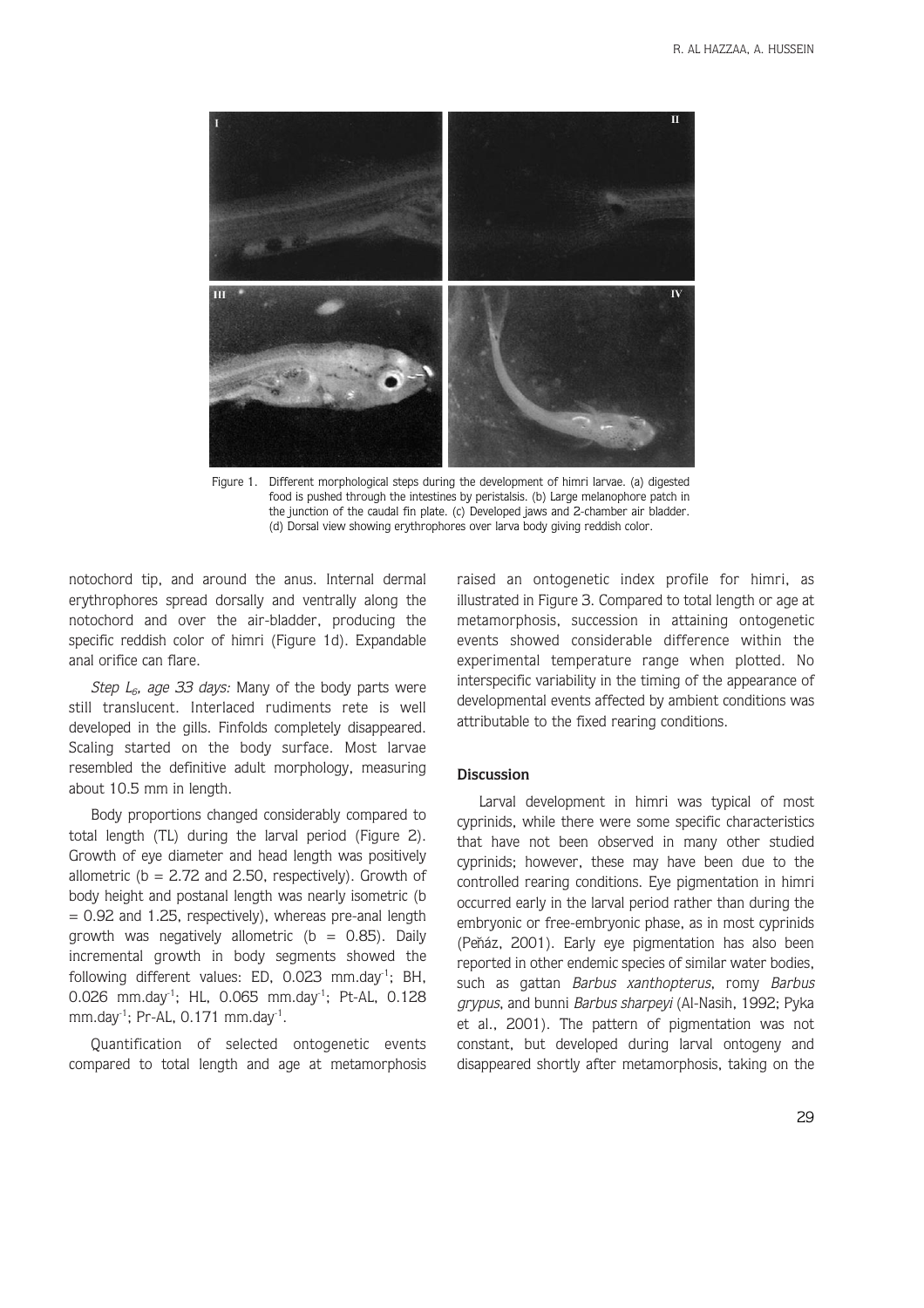Figure 1. Different morphological steps during the development of himri larvae. (a) digested food is pushed through the intestines by peristalsis. (b) Large melanophore patch in the junction of the caudal fin plate. (c) Developed jaws and 2-chamber air bladder. (d) Dorsal view showing erythrophores over larva body giving reddish color.

notochord tip, and around the anus. Internal dermal erythrophores spread dorsally and ventrally along the notochord and over the air-bladder, producing the specific reddish color of himri (Figure 1d). Expandable anal orifice can flare.

*Step $L_6$, age 33 days:* Many of the body parts were still translucent. Interlaced rudiments rete is well developed in the gills. Finfolds completely disappeared. Scaling started on the body surface. Most larvae resembled the definitive adult morphology, measuring about 10.5 mm in length.

Body proportions changed considerably compared to total length (TL) during the larval period (Figure 2). Growth of eye diameter and head length was positively allometric ($b = 2.72$ and $2.50$, respectively). Growth of body height and postanal length was nearly isometric ($b = 0.92$ and $1.25$, respectively), whereas pre-anal length growth was negatively allometric ($b = 0.85$). Daily incremental growth in body segments showed the following different values: ED, 0.023 mm.day$^{-1}$; BH, 0.026 mm.day$^{-1}$; HL, 0.065 mm.day$^{-1}$; Pt-AL, 0.128 mm.day$^{-1}$; Pr-AL, 0.171 mm.day$^{-1}$.

Quantification of selected ontogenetic events compared to total length and age at metamorphosis raised an ontogenetic index profile for himri, as illustrated in Figure 3. Compared to total length or age at metamorphosis, succession in attaining ontogenetic events showed considerable difference within the experimental temperature range when plotted. No interspecific variability in the timing of the appearance of developmental events affected by ambient conditions was attributable to the fixed rearing conditions.

## Discussion

Larval development in himri was typical of most cyprinids, while there were some specific characteristics that have not been observed in many other studied cyprinids; however, these may have been due to the controlled rearing conditions. Eye pigmentation in himri occurred early in the larval period rather than during the embryonic or free-embryonic phase, as in most cyprinids (Peňáz, 2001). Early eye pigmentation has also been reported in other endemic species of similar water bodies, such as gattan *Barbus xanthopterus*, romy *Barbus grypus*, and bunni *Barbus sharpeyi* (Al-Nasih, 1992; Pyka et al., 2001). The pattern of pigmentation was not constant, but developed during larval ontogeny and disappeared shortly after metamorphosis, taking on the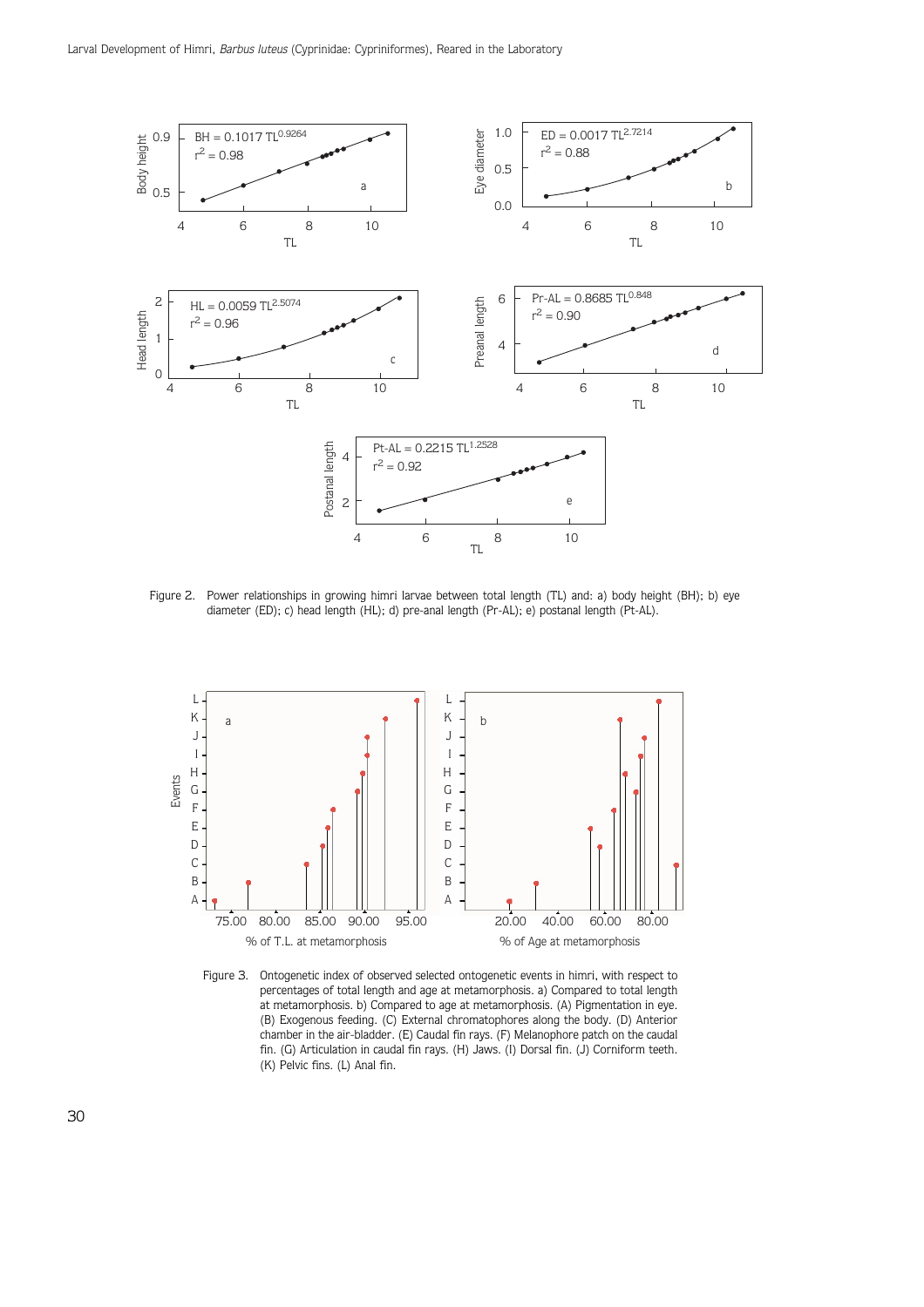Figure 2. Power relationships in growing himri larvae between total length (TL) and: a) body height (BH); b) eye diameter (ED); c) head length (HL); d) pre-anal length (Pr-AL); e) postanal length (Pt-AL).

Figure 3. Ontogenetic index of observed selected ontogenetic events in himri, with respect to percentages of total length and age at metamorphosis. a) Compared to total length at metamorphosis. b) Compared to age at metamorphosis. (A) Pigmentation in eye. (B) Exogenous feeding. (C) External chromatophores along the body. (D) Anterior chamber in the air-bladder. (E) Caudal fin rays. (F) Melanophore patch on the caudal fin. (G) Articulation in caudal fin rays. (H) Jaws. (I) Dorsal fin. (J) Corniform teeth. (K) Pelvic fins. (L) Anal fin.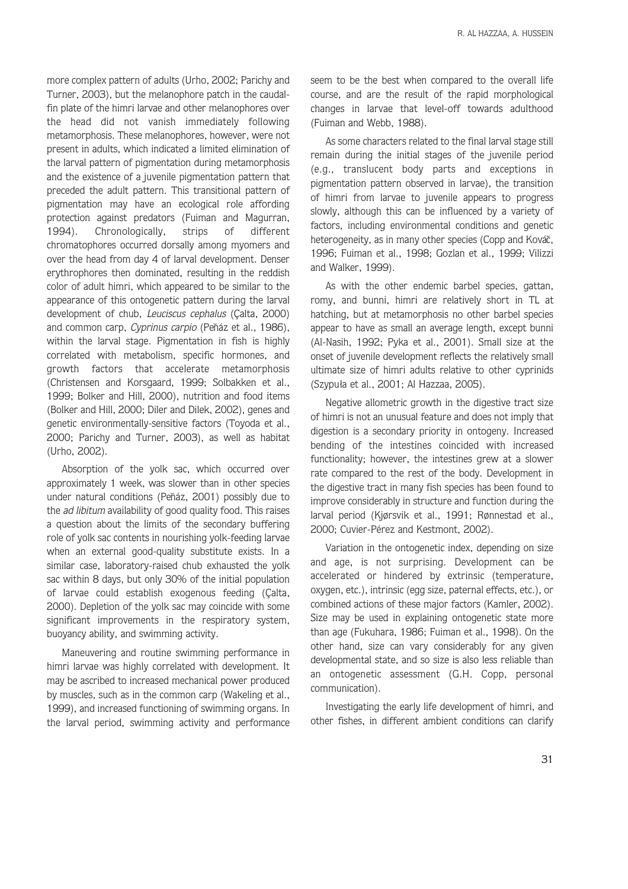more complex pattern of adults (Urho, 2002; Parichy and Turner, 2003), but the melanophore patch in the caudal-fin plate of the himri larvae and other melanophores over the head did not vanish immediately following metamorphosis. These melanophores, however, were not present in adults, which indicated a limited elimination of the larval pattern of pigmentation during metamorphosis and the existence of a juvenile pigmentation pattern that preceded the adult pattern. This transitional pattern of pigmentation may have an ecological role affording protection against predators (Fuiman and Magurran, 1994). Chronologically, strips of different chromatophores occurred dorsally among myomers and over the head from day 4 of larval development. Denser erythrophores then dominated, resulting in the reddish color of adult himri, which appeared to be similar to the appearance of this ontogenetic pattern during the larval development of chub, *Leuciscus cephalus* (Çalta, 2000) and common carp, *Cyprinus carpio* (Peňáz et al., 1986), within the larval stage. Pigmentation in fish is highly correlated with metabolism, specific hormones, and growth factors that accelerate metamorphosis (Christensen and Korsgaard, 1999; Solbakken et al., 1999; Bolker and Hill, 2000), nutrition and food items (Bolker and Hill, 2000; Diler and Dilek, 2002), genes and genetic environmentally-sensitive factors (Toyoda et al., 2000; Parichy and Turner, 2003), as well as habitat (Urho, 2002).

Absorption of the yolk sac, which occurred over approximately 1 week, was slower than in other species under natural conditions (Peňáz, 2001) possibly due to the *ad libitum* availability of good quality food. This raises a question about the limits of the secondary buffering role of yolk sac contents in nourishing yolk-feeding larvae when an external good-quality substitute exists. In a similar case, laboratory-raised chub exhausted the yolk sac within 8 days, but only 30% of the initial population of larvae could establish exogenous feeding (Çalta, 2000). Depletion of the yolk sac may coincide with some significant improvements in the respiratory system, buoyancy ability, and swimming activity.

Maneuvering and routine swimming performance in himri larvae was highly correlated with development. It may be ascribed to increased mechanical power produced by muscles, such as in the common carp (Wakeling et al., 1999), and increased functioning of swimming organs. In the larval period, swimming activity and performance seem to be the best when compared to the overall life course, and are the result of the rapid morphological changes in larvae that level-off towards adulthood (Fuiman and Webb, 1988).

As some characters related to the final larval stage still remain during the initial stages of the juvenile period (e.g., translucent body parts and exceptions in pigmentation pattern observed in larvae), the transition of himri from larvae to juvenile appears to progress slowly, although this can be influenced by a variety of factors, including environmental conditions and genetic heterogeneity, as in many other species (Copp and Kováč, 1996; Fuiman et al., 1998; Gozlan et al., 1999; Vilizzi and Walker, 1999).

As with the other endemic barbel species, gattan, romy, and bunni, himri are relatively short in TL at hatching, but at metamorphosis no other barbel species appear to have as small an average length, except bunni (Al-Nasih, 1992; Pyka et al., 2001). Small size at the onset of juvenile development reflects the relatively small ultimate size of himri adults relative to other cyprinids (Szypuła et al., 2001; Al Hazzaa, 2005).

Negative allometric growth in the digestive tract size of himri is not an unusual feature and does not imply that digestion is a secondary priority in ontogeny. Increased bending of the intestines coincided with increased functionality; however, the intestines grew at a slower rate compared to the rest of the body. Development in the digestive tract in many fish species has been found to improve considerably in structure and function during the larval period (Kjørsvik et al., 1991; Rønnestad et al., 2000; Cuvier-Pérez and Kestmont, 2002).

Variation in the ontogenetic index, depending on size and age, is not surprising. Development can be accelerated or hindered by extrinsic (temperature, oxygen, etc.), intrinsic (egg size, paternal effects, etc.), or combined actions of these major factors (Kamler, 2002). Size may be used in explaining ontogenetic state more than age (Fukuhara, 1986; Fuiman et al., 1998). On the other hand, size can vary considerably for any given developmental state, and so size is also less reliable than an ontogenetic assessment (G.H. Copp, personal communication).

Investigating the early life development of himri, and other fishes, in different ambient conditions can clarify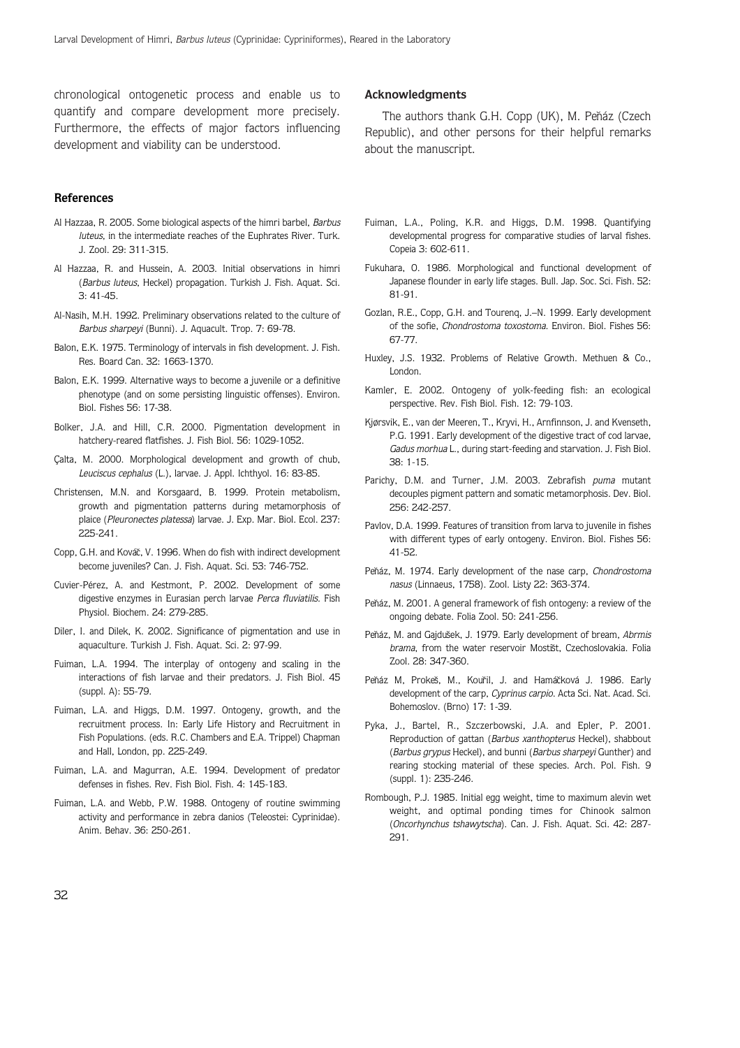chronological ontogenetic process and enable us to quantify and compare development more precisely. Furthermore, the effects of major factors influencing development and viability can be understood.

## Acknowledgments

The authors thank G.H. Copp (UK), M. Peňáz (Czech Republic), and other persons for their helpful remarks about the manuscript.

## References

Al Hazzaa, R. 2005. Some biological aspects of the himri barbel, *Barbus luteus*, in the intermediate reaches of the Euphrates River. Turk. J. Zool. 29: 311-315.

Al Hazzaa, R. and Hussein, A. 2003. Initial observations in himri (*Barbus luteus*, Heckel) propagation. Turkish J. Fish. Aquat. Sci. 3: 41-45.

Al-Nasih, M.H. 1992. Preliminary observations related to the culture of *Barbus sharpeyi* (Bunni). J. Aquacult. Trop. 7: 69-78.

Balon, E.K. 1975. Terminology of intervals in fish development. J. Fish. Res. Board Can. 32: 1663-1370.

Balon, E.K. 1999. Alternative ways to become a juvenile or a definitive phenotype (and on some persisting linguistic offenses). Environ. Biol. Fishes 56: 17-38.

Bolker, J.A. and Hill, C.R. 2000. Pigmentation development in hatchery-reared flatfishes. J. Fish Biol. 56: 1029-1052.

Çalta, M. 2000. Morphological development and growth of chub, *Leuciscus cephalus* (L.), larvae. J. Appl. Ichthyol. 16: 83-85.

Christensen, M.N. and Korsgaard, B. 1999. Protein metabolism, growth and pigmentation patterns during metamorphosis of plaice (*Pleuronectes platessa*) larvae. J. Exp. Mar. Biol. Ecol. 237: 225-241.

Copp, G.H. and Kováč, V. 1996. When do fish with indirect development become juveniles? Can. J. Fish. Aquat. Sci. 53: 746-752.

Cuvier-Pérez, A. and Kestmont, P. 2002. Development of some digestive enzymes in Eurasian perch larvae *Perca fluviatilis*. Fish Physiol. Biochem. 24: 279-285.

Diler, I. and Dilek, K. 2002. Significance of pigmentation and use in aquaculture. Turkish J. Fish. Aquat. Sci. 2: 97-99.

Fuiman, L.A. 1994. The interplay of ontogeny and scaling in the interactions of fish larvae and their predators. J. Fish Biol. 45 (suppl. A): 55-79.

Fuiman, L.A. and Higgs, D.M. 1997. Ontogeny, growth, and the recruitment process. In: Early Life History and Recruitment in Fish Populations. (eds. R.C. Chambers and E.A. Trippel) Chapman and Hall, London, pp. 225-249.

Fuiman, L.A. and Magurran, A.E. 1994. Development of predator defenses in fishes. Rev. Fish Biol. Fish. 4: 145-183.

Fuiman, L.A. and Webb, P.W. 1988. Ontogeny of routine swimming activity and performance in zebra danios (Teleostei: Cyprinidae). Anim. Behav. 36: 250-261.

Fuiman, L.A., Poling, K.R. and Higgs, D.M. 1998. Quantifying developmental progress for comparative studies of larval fishes. Copeia 3: 602-611.

Fukuhara, O. 1986. Morphological and functional development of Japanese flounder in early life stages. Bull. Jap. Soc. Sci. Fish. 52: 81-91.

Gozlan, R.E., Copp, G.H. and Tourenq, J.–N. 1999. Early development of the sofie, *Chondrostoma toxostoma*. Environ. Biol. Fishes 56: 67-77.

Huxley, J.S. 1932. Problems of Relative Growth. Methuen & Co., London.

Kamler, E. 2002. Ontogeny of yolk-feeding fish: an ecological perspective. Rev. Fish Biol. Fish. 12: 79-103.

Kjørsvik, E., van der Meeren, T., Kryvi, H., Arnfinnson, J. and Kvenseth, P.G. 1991. Early development of the digestive tract of cod larvae, *Gadus morhua* L., during start-feeding and starvation. J. Fish Biol. 38: 1-15.

Parichy, D.M. and Turner, J.M. 2003. Zebrafish *puma* mutant decouples pigment pattern and somatic metamorphosis. Dev. Biol. 256: 242-257.

Pavlov, D.A. 1999. Features of transition from larva to juvenile in fishes with different types of early ontogeny. Environ. Biol. Fishes 56: 41-52.

Peňáz, M. 1974. Early development of the nase carp, *Chondrostoma nasus* (Linnaeus, 1758). Zool. Listy 22: 363-374.

Peňáz, M. 2001. A general framework of fish ontogeny: a review of the ongoing debate. Folia Zool. 50: 241-256.

Peňáz, M. and Gajdušek, J. 1979. Early development of bream, *Abrmis brama*, from the water reservoir Mostišt, Czechoslovakia. Folia Zool. 28: 347-360.

Peňáz M, Prokeš, M., Kouřil, J. and Hamáčková J. 1986. Early development of the carp, *Cyprinus carpio*. Acta Sci. Nat. Acad. Sci. Bohemoslov. (Brno) 17: 1-39.

Pyka, J., Bartel, R., Szczerbowski, J.A. and Epler, P. 2001. Reproduction of gattan (*Barbus xanthopterus* Heckel), shabbout (*Barbus grypus* Heckel), and bunni (*Barbus sharpeyi* Gunther) and rearing stocking material of these species. Arch. Pol. Fish. 9 (suppl. 1): 235-246.

Rombough, P.J. 1985. Initial egg weight, time to maximum alevin wet weight, and optimal ponding times for Chinook salmon (*Oncorhynchus tshawytscha*). Can. J. Fish. Aquat. Sci. 42: 287-291.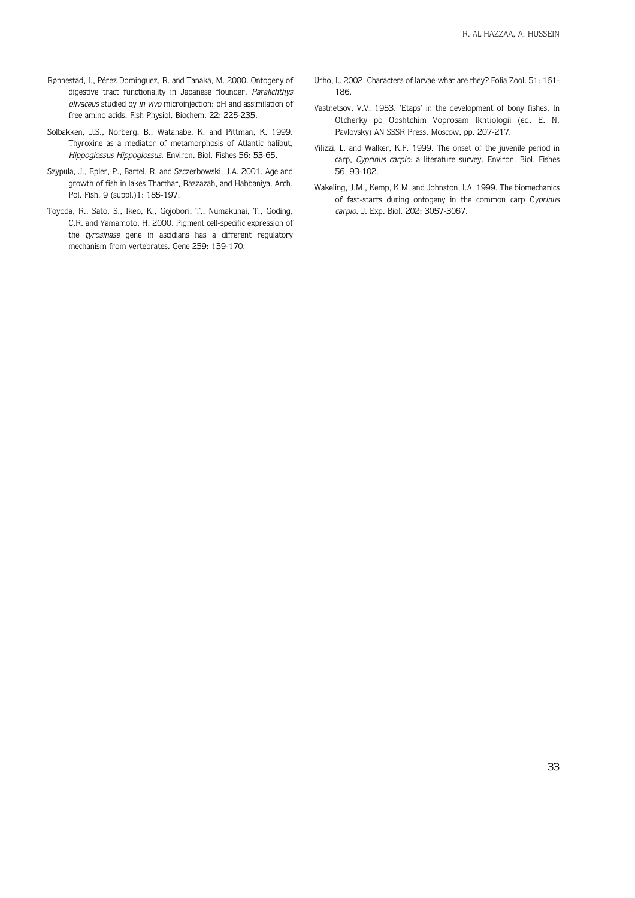Rønnestad, I., Pérez Dominguez, R. and Tanaka, M. 2000. Ontogeny of digestive tract functionality in Japanese flounder, *Paralichthys olivaceus* studied by *in vivo* microinjection: pH and assimilation of free amino acids. Fish Physiol. Biochem. 22: 225-235.

Solbakken, J.S., Norberg, B., Watanabe, K. and Pittman, K. 1999. Thyroxine as a mediator of metamorphosis of Atlantic halibut, *Hippoglossus Hippoglossus*. Environ. Biol. Fishes 56: 53-65.

Szypuła, J., Epler, P., Bartel, R. and Szczerbowski, J.A. 2001. Age and growth of fish in lakes Tharthar, Razzazah, and Habbaniya. Arch. Pol. Fish. 9 (suppl.)1: 185-197.

Toyoda, R., Sato, S., Ikeo, K., Gojobori, T., Numakunai, T., Goding, C.R. and Yamamoto, H. 2000. Pigment cell-specific expression of the *tyrosinase* gene in ascidians has a different regulatory mechanism from vertebrates. Gene 259: 159-170.

Urho, L. 2002. Characters of larvae-what are they? Folia Zool. 51: 161-186.

Vastnetsov, V.V. 1953. 'Etaps' in the development of bony fishes. In Otcherky po Obshtchim Voprosam Ikhtiologii (ed. E. N. Pavlovsky) AN SSSR Press, Moscow, pp. 207-217.

Vilizzi, L. and Walker, K.F. 1999. The onset of the juvenile period in carp, *Cyprinus carpio*: a literature survey. Environ. Biol. Fishes 56: 93-102.

Wakeling, J.M., Kemp, K.M. and Johnston, I.A. 1999. The biomechanics of fast-starts during ontogeny in the common carp *Cyprinus carpio*. J. Exp. Biol. 202: 3057-3067.